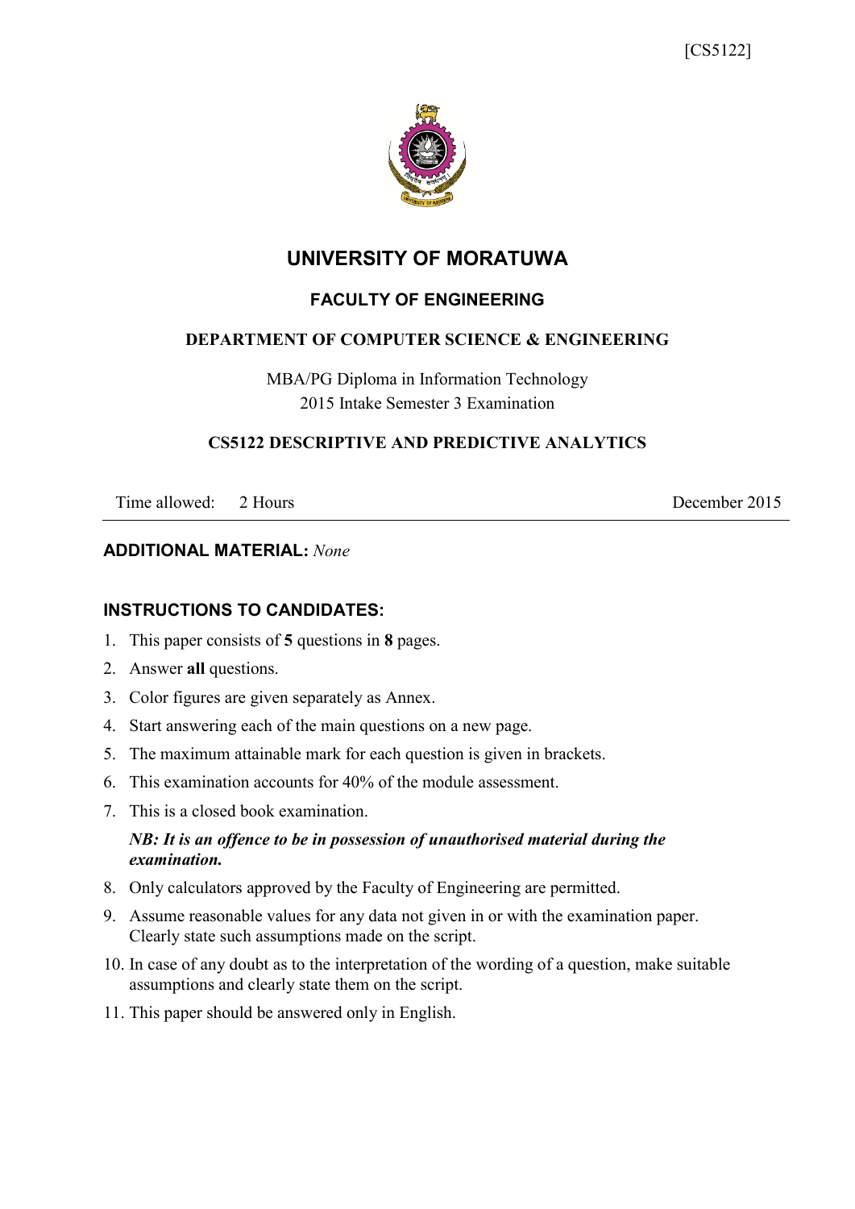[CS5122]

# UNIVERSITY OF MORATUWA

## FACULTY OF ENGINEERING

### DEPARTMENT OF COMPUTER SCIENCE & ENGINEERING

MBA/PG Diploma in Information Technology
2015 Intake Semester 3 Examination

### CS5122 DESCRIPTIVE AND PREDICTIVE ANALYTICS

Time allowed: 2 Hours December 2015

---

**ADDITIONAL MATERIAL:** *None*

**INSTRUCTIONS TO CANDIDATES:**

1. This paper consists of **5** questions in **8** pages.
2. Answer **all** questions.
3. Color figures are given separately as Annex.
4. Start answering each of the main questions on a new page.
5. The maximum attainable mark for each question is given in brackets.
6. This examination accounts for 40% of the module assessment.
7. This is a closed book examination.

   ***NB: It is an offence to be in possession of unauthorised material during the examination.***
8. Only calculators approved by the Faculty of Engineering are permitted.
9. Assume reasonable values for any data not given in or with the examination paper. Clearly state such assumptions made on the script.
10. In case of any doubt as to the interpretation of the wording of a question, make suitable assumptions and clearly state them on the script.
11. This paper should be answered only in English.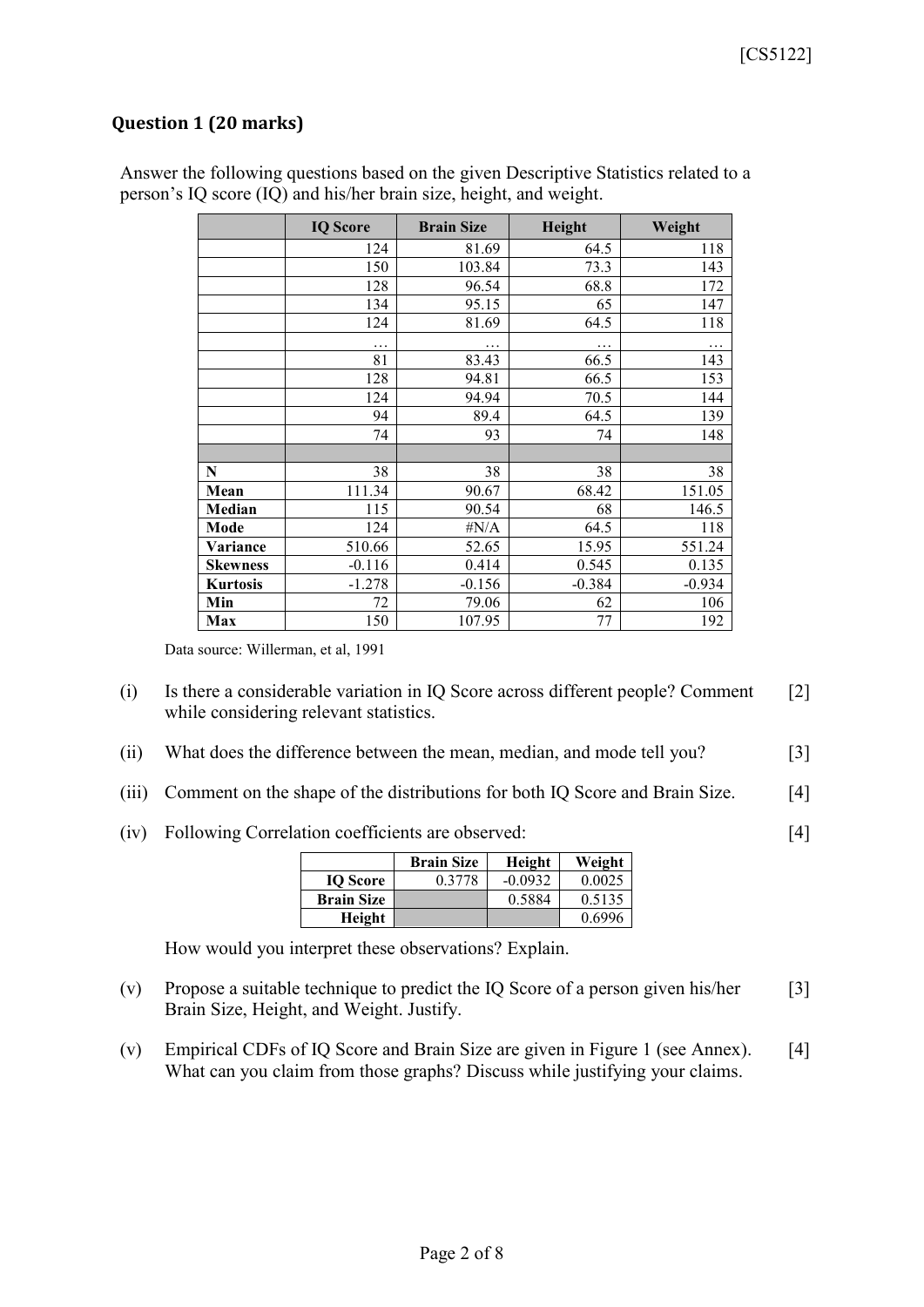## Question 1 (20 marks)

Answer the following questions based on the given Descriptive Statistics related to a person's IQ score (IQ) and his/her brain size, height, and weight.

| | IQ Score | Brain Size | Height | Weight |
|---|---|---|---|---|
| | 124 | 81.69 | 64.5 | 118 |
| | 150 | 103.84 | 73.3 | 143 |
| | 128 | 96.54 | 68.8 | 172 |
| | 134 | 95.15 | 65 | 147 |
| | 124 | 81.69 | 64.5 | 118 |
| | … | … | … | … |
| | 81 | 83.43 | 66.5 | 143 |
| | 128 | 94.81 | 66.5 | 153 |
| | 124 | 94.94 | 70.5 | 144 |
| | 94 | 89.4 | 64.5 | 139 |
| | 74 | 93 | 74 | 148 |
| | | | | |
| **N** | 38 | 38 | 38 | 38 |
| **Mean** | 111.34 | 90.67 | 68.42 | 151.05 |
| **Median** | 115 | 90.54 | 68 | 146.5 |
| **Mode** | 124 | #N/A | 64.5 | 118 |
| **Variance** | 510.66 | 52.65 | 15.95 | 551.24 |
| **Skewness** | -0.116 | 0.414 | 0.545 | 0.135 |
| **Kurtosis** | -1.278 | -0.156 | -0.384 | -0.934 |
| **Min** | 72 | 79.06 | 62 | 106 |
| **Max** | 150 | 107.95 | 77 | 192 |

Data source: Willerman, et al, 1991

(i) Is there a considerable variation in IQ Score across different people? Comment while considering relevant statistics. [2]

(ii) What does the difference between the mean, median, and mode tell you? [3]

(iii) Comment on the shape of the distributions for both IQ Score and Brain Size. [4]

(iv) Following Correlation coefficients are observed: [4]

| | Brain Size | Height | Weight |
|---|---|---|---|
| **IQ Score** | 0.3778 | -0.0932 | 0.0025 |
| **Brain Size** | | 0.5884 | 0.5135 |
| **Height** | | | 0.6996 |

How would you interpret these observations? Explain.

(v) Propose a suitable technique to predict the IQ Score of a person given his/her Brain Size, Height, and Weight. Justify. [3]

(v) Empirical CDFs of IQ Score and Brain Size are given in Figure 1 (see Annex). What can you claim from those graphs? Discuss while justifying your claims. [4]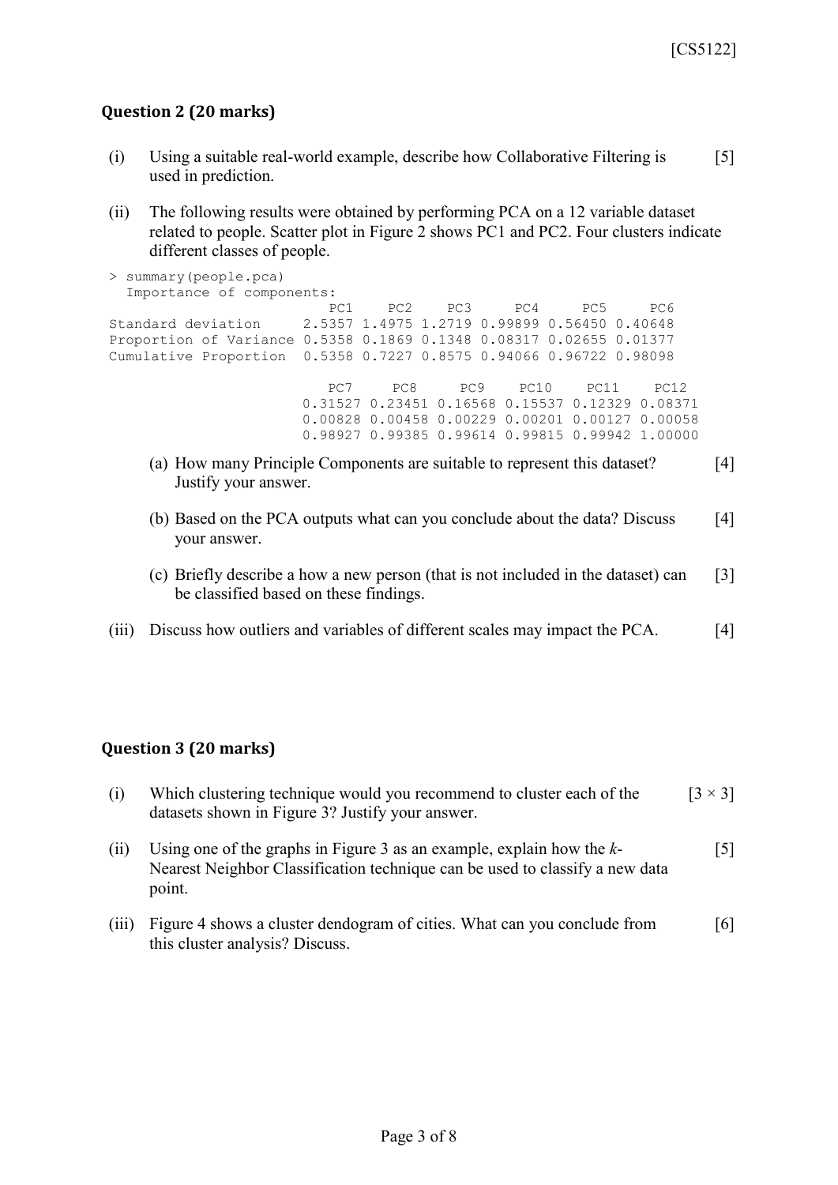## Question 2 (20 marks)

(i) Using a suitable real-world example, describe how Collaborative Filtering is used in prediction. [5]

(ii) The following results were obtained by performing PCA on a 12 variable dataset related to people. Scatter plot in Figure 2 shows PC1 and PC2. Four clusters indicate different classes of people.

```
> summary(people.pca)
  Importance of components:
                          PC1    PC2    PC3     PC4     PC5     PC6
Standard deviation     2.5357 1.4975 1.2719 0.99899 0.56450 0.40648
Proportion of Variance 0.5358 0.1869 0.1348 0.08317 0.02655 0.01377
Cumulative Proportion  0.5358 0.7227 0.8575 0.94066 0.96722 0.98098

                          PC7     PC8     PC9    PC10    PC11    PC12
                       0.31527 0.23451 0.16568 0.15537 0.12329 0.08371
                       0.00828 0.00458 0.00229 0.00201 0.00127 0.00058
                       0.98927 0.99385 0.99614 0.99815 0.99942 1.00000
```

(a) How many Principle Components are suitable to represent this dataset? Justify your answer. [4]

(b) Based on the PCA outputs what can you conclude about the data? Discuss your answer. [4]

(c) Briefly describe a how a new person (that is not included in the dataset) can be classified based on these findings. [3]

(iii) Discuss how outliers and variables of different scales may impact the PCA. [4]

## Question 3 (20 marks)

(i) Which clustering technique would you recommend to cluster each of the datasets shown in Figure 3? Justify your answer. [3 × 3]

(ii) Using one of the graphs in Figure 3 as an example, explain how the *k*-Nearest Neighbor Classification technique can be used to classify a new data point. [5]

(iii) Figure 4 shows a cluster dendogram of cities. What can you conclude from this cluster analysis? Discuss. [6]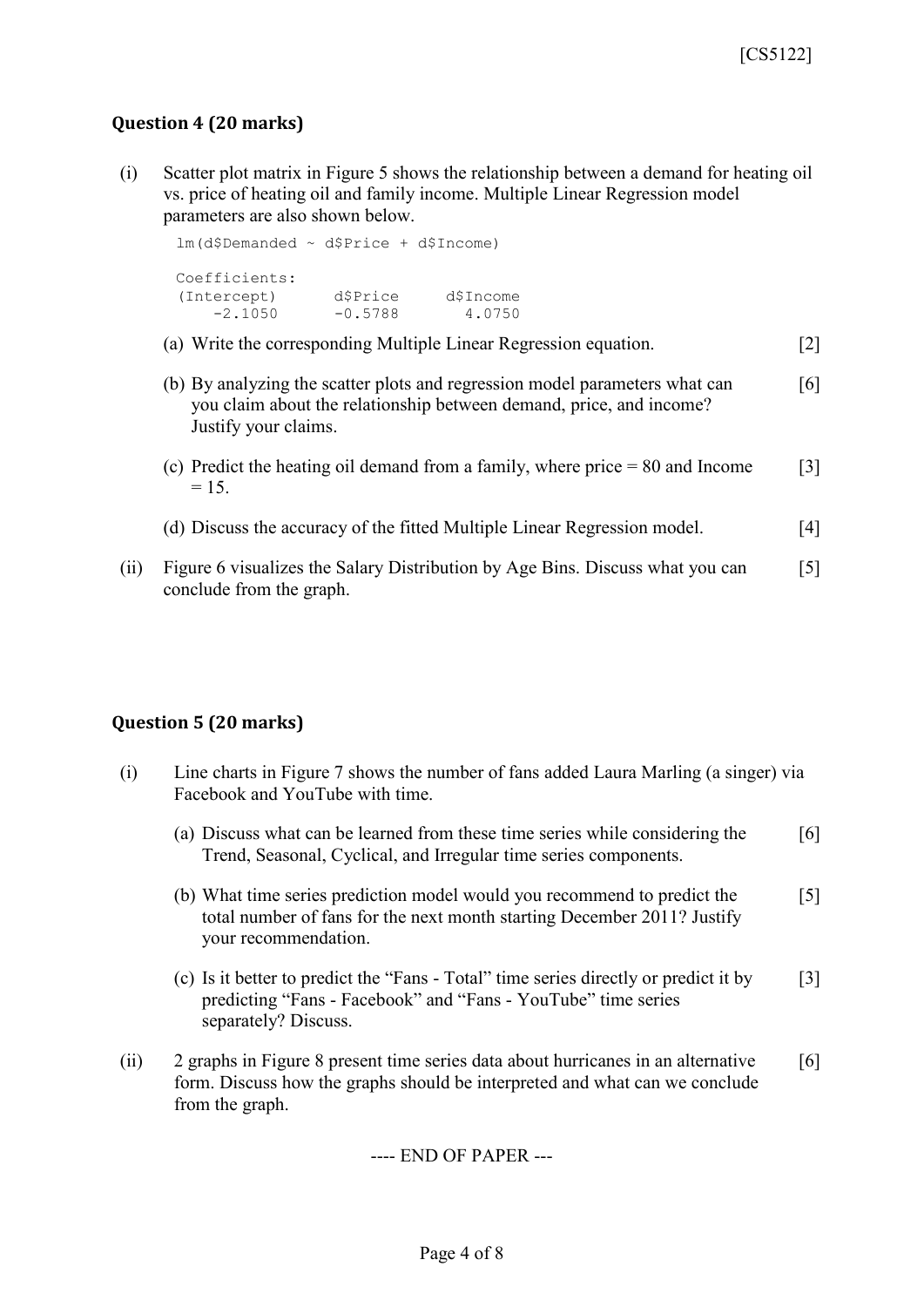## Question 4 (20 marks)

(i) Scatter plot matrix in Figure 5 shows the relationship between a demand for heating oil vs. price of heating oil and family income. Multiple Linear Regression model parameters are also shown below.

```
lm(d$Demanded ~ d$Price + d$Income)

Coefficients:
(Intercept)      d$Price     d$Income
    -2.1050      -0.5788       4.0750
```

(a) Write the corresponding Multiple Linear Regression equation. [2]

(b) By analyzing the scatter plots and regression model parameters what can you claim about the relationship between demand, price, and income? Justify your claims. [6]

(c) Predict the heating oil demand from a family, where price = 80 and Income = 15. [3]

(d) Discuss the accuracy of the fitted Multiple Linear Regression model. [4]

(ii) Figure 6 visualizes the Salary Distribution by Age Bins. Discuss what you can conclude from the graph. [5]

## Question 5 (20 marks)

(i) Line charts in Figure 7 shows the number of fans added Laura Marling (a singer) via Facebook and YouTube with time.

(a) Discuss what can be learned from these time series while considering the Trend, Seasonal, Cyclical, and Irregular time series components. [6]

(b) What time series prediction model would you recommend to predict the total number of fans for the next month starting December 2011? Justify your recommendation. [5]

(c) Is it better to predict the "Fans - Total" time series directly or predict it by predicting "Fans - Facebook" and "Fans - YouTube" time series separately? Discuss. [3]

(ii) 2 graphs in Figure 8 present time series data about hurricanes in an alternative form. Discuss how the graphs should be interpreted and what can we conclude from the graph. [6]

---- END OF PAPER ---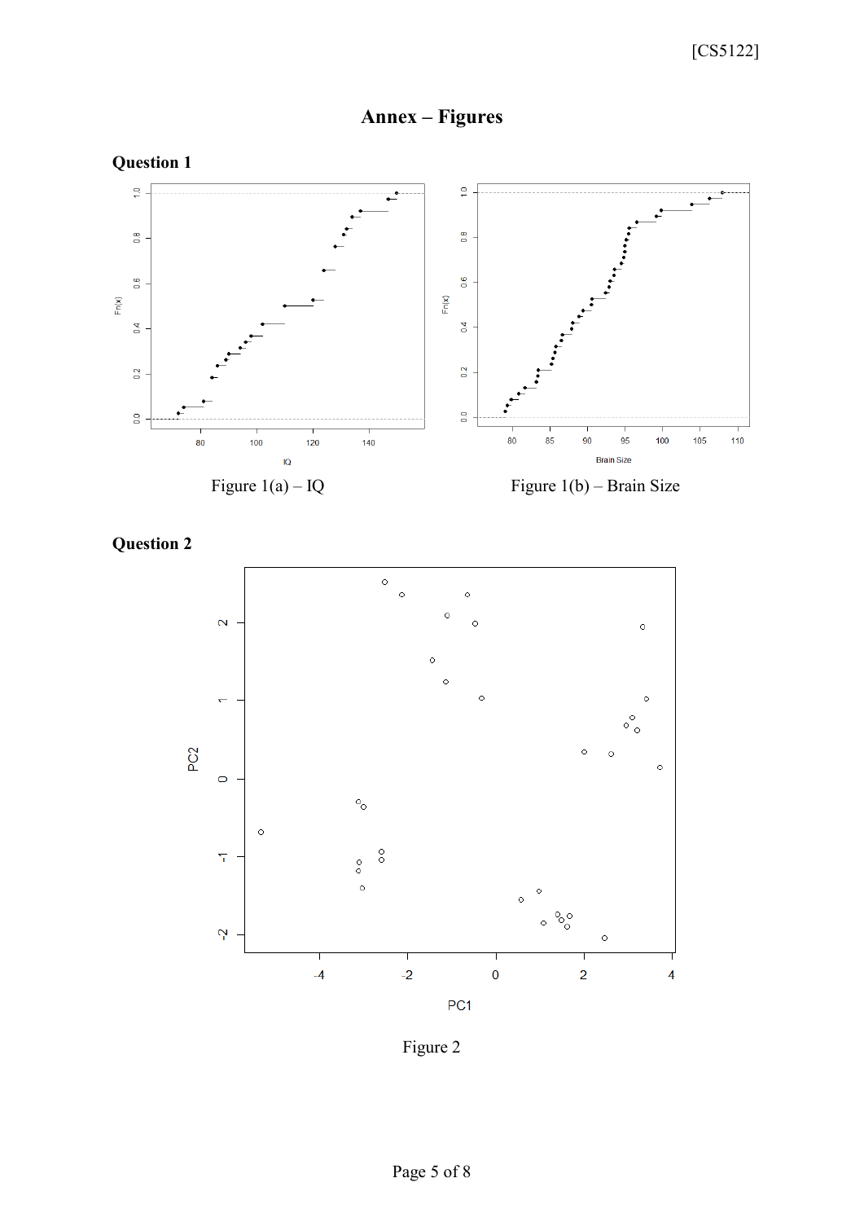# Annex – Figures

## Question 1

Figure 1(a) – IQ

Figure 1(b) – Brain Size

## Question 2

Figure 2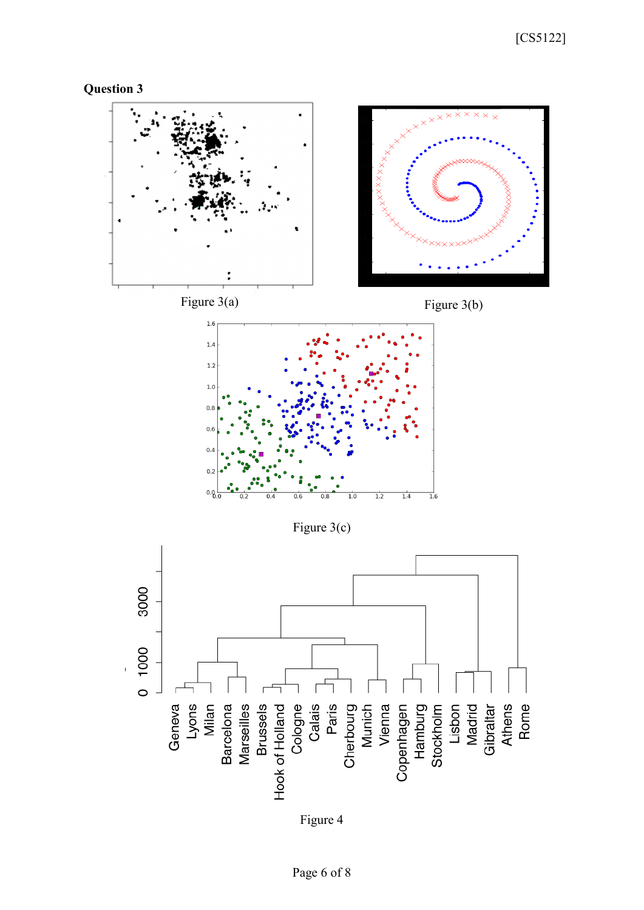**Question 3**

Figure 3(a)

Figure 3(b)

Figure 3(c)

Figure 4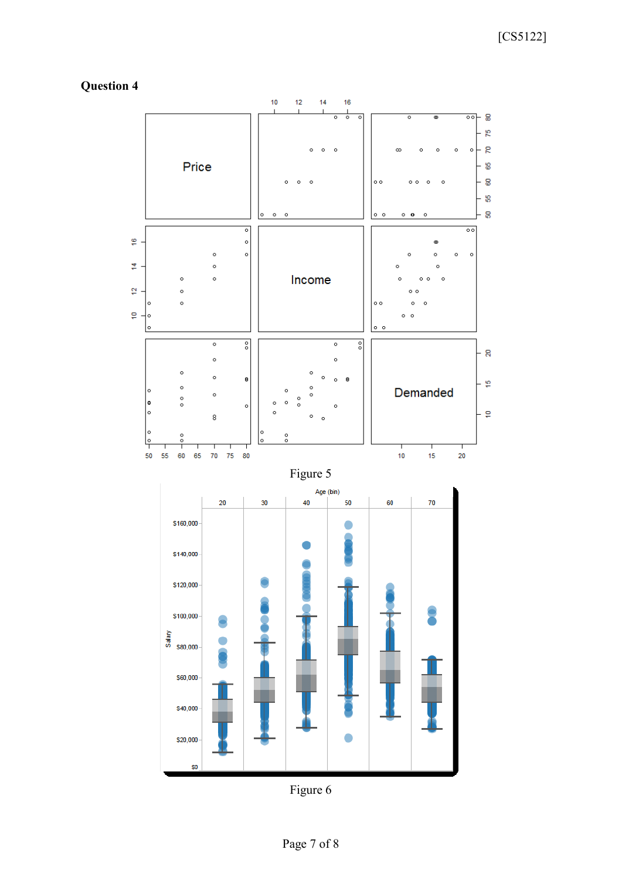## Question 4

Figure 5

Figure 6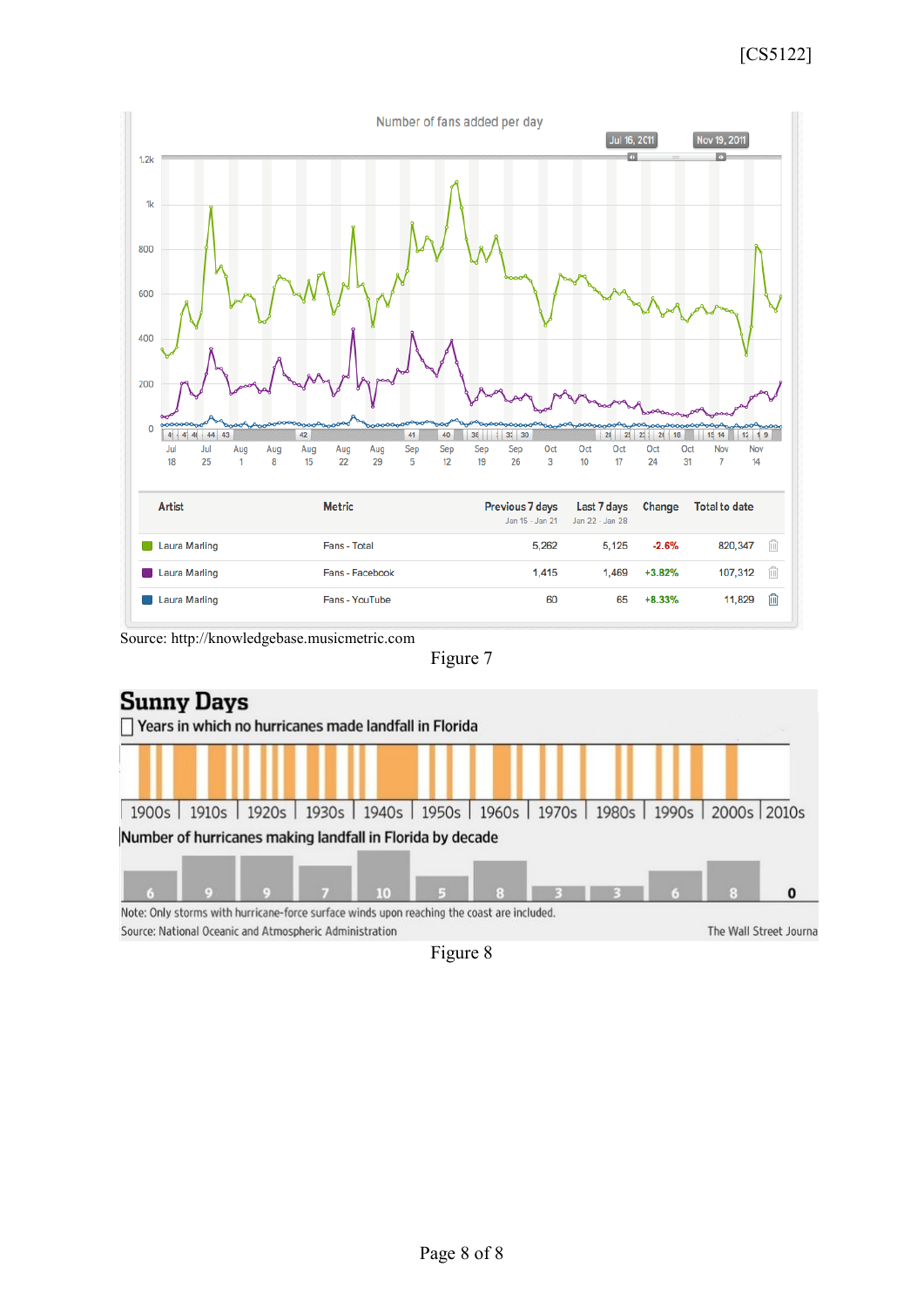Number of fans added per day

Jul 16, 2011 Nov 19, 2011

1.2k
1k
800
600
400
200
0

Jul 18 Jul 25 Aug 1 Aug 8 Aug 15 Aug 22 Aug 29 Sep 5 Sep 12 Sep 19 Sep 26 Oct 3 Oct 10 Oct 17 Oct 24 Oct 31 Nov 7 Nov 14

| Artist | Metric | Previous 7 days (Jan 15 - Jan 21) | Last 7 days (Jan 22 - Jan 28) | Change | Total to date |
|---|---|---|---|---|---|
| Laura Marling | Fans - Total | 5,262 | 5,125 | -2.6% | 820,347 |
| Laura Marling | Fans - Facebook | 1,415 | 1,469 | +3.82% | 107,312 |
| Laura Marling | Fans - YouTube | 60 | 65 | +8.33% | 11,829 |

Source: http://knowledgebase.musicmetric.com

Figure 7

**Sunny Days**

Years in which no hurricanes made landfall in Florida

1900s 1910s 1920s 1930s 1940s 1950s 1960s 1970s 1980s 1990s 2000s 2010s

Number of hurricanes making landfall in Florida by decade

6 9 9 7 10 5 8 3 3 6 8 0

Note: Only storms with hurricane-force surface winds upon reaching the coast are included.

Source: National Oceanic and Atmospheric Administration

The Wall Street Journa

Figure 8